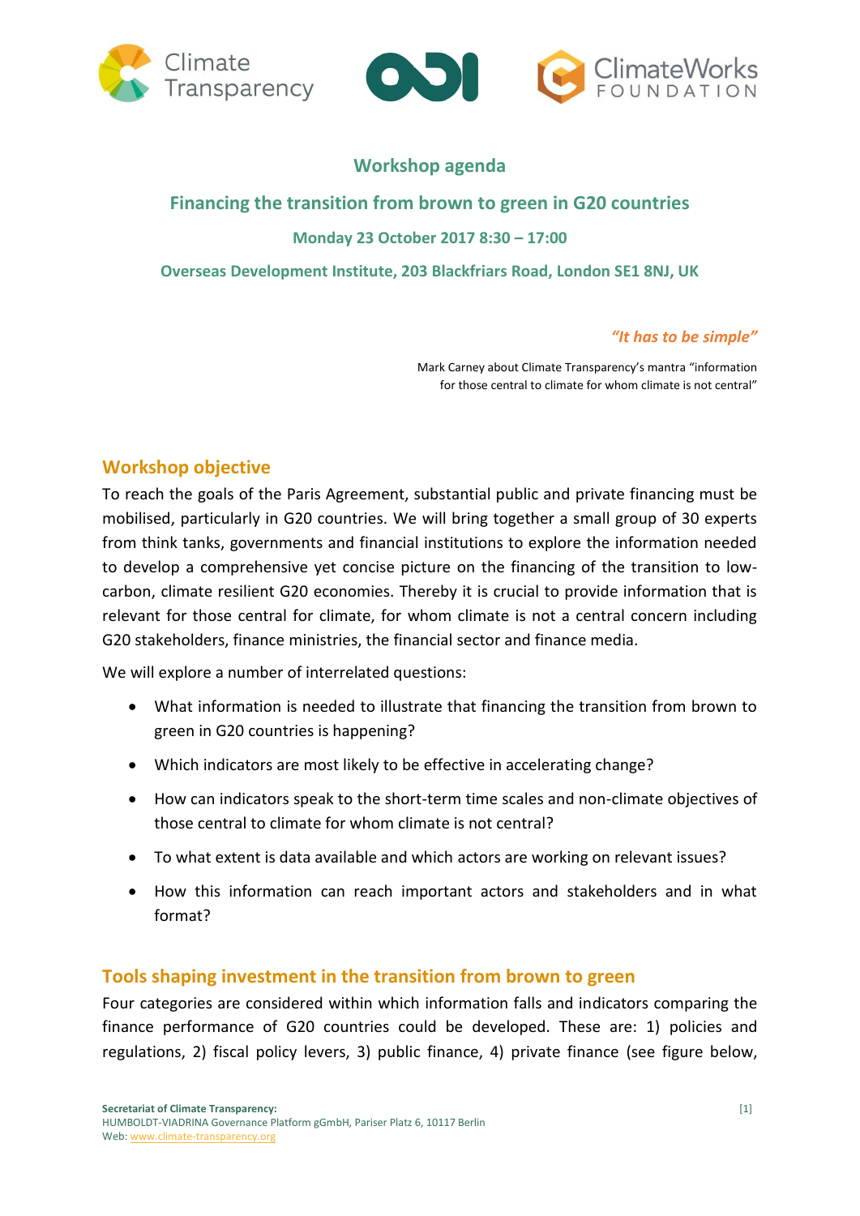## Workshop agenda

## Financing the transition from brown to green in G20 countries

**Monday 23 October 2017 8:30 – 17:00**

**Overseas Development Institute, 203 Blackfriars Road, London SE1 8NJ, UK**

*"It has to be simple"*

Mark Carney about Climate Transparency's mantra "information for those central to climate for whom climate is not central"

## Workshop objective

To reach the goals of the Paris Agreement, substantial public and private financing must be mobilised, particularly in G20 countries. We will bring together a small group of 30 experts from think tanks, governments and financial institutions to explore the information needed to develop a comprehensive yet concise picture on the financing of the transition to low-carbon, climate resilient G20 economies. Thereby it is crucial to provide information that is relevant for those central for climate, for whom climate is not a central concern including G20 stakeholders, finance ministries, the financial sector and finance media.

We will explore a number of interrelated questions:

- What information is needed to illustrate that financing the transition from brown to green in G20 countries is happening?
- Which indicators are most likely to be effective in accelerating change?
- How can indicators speak to the short-term time scales and non-climate objectives of those central to climate for whom climate is not central?
- To what extent is data available and which actors are working on relevant issues?
- How this information can reach important actors and stakeholders and in what format?

## Tools shaping investment in the transition from brown to green

Four categories are considered within which information falls and indicators comparing the finance performance of G20 countries could be developed. These are: 1) policies and regulations, 2) fiscal policy levers, 3) public finance, 4) private finance (see figure below,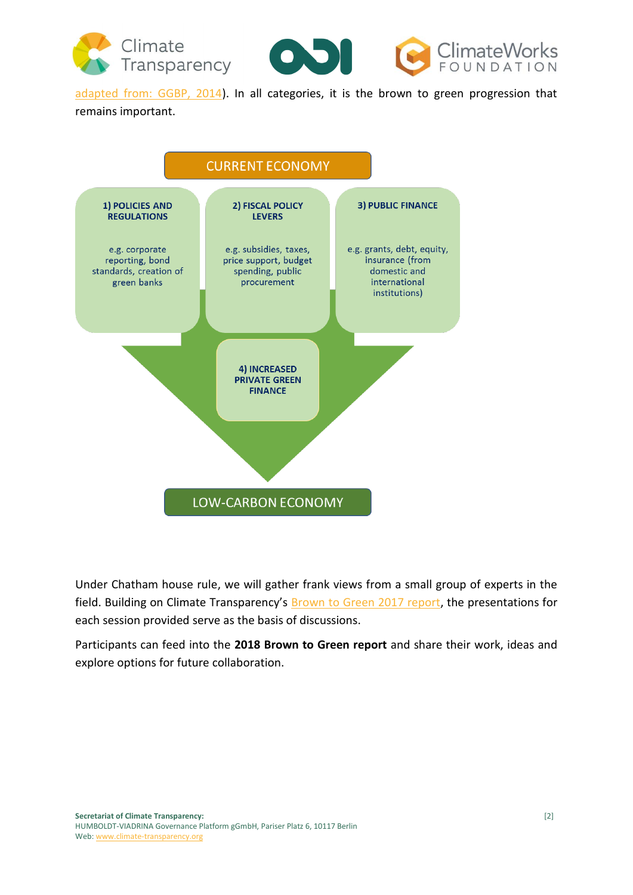adapted from: GGBP, 2014). In all categories, it is the brown to green progression that remains important.

CURRENT ECONOMY

**1) POLICIES AND REGULATIONS**

e.g. corporate reporting, bond standards, creation of green banks

**2) FISCAL POLICY LEVERS**

e.g. subsidies, taxes, price support, budget spending, public procurement

**3) PUBLIC FINANCE**

e.g. grants, debt, equity, insurance (from domestic and international institutions)

**4) INCREASED PRIVATE GREEN FINANCE**

LOW-CARBON ECONOMY

Under Chatham house rule, we will gather frank views from a small group of experts in the field. Building on Climate Transparency's Brown to Green 2017 report, the presentations for each session provided serve as the basis of discussions.

Participants can feed into the **2018 Brown to Green report** and share their work, ideas and explore options for future collaboration.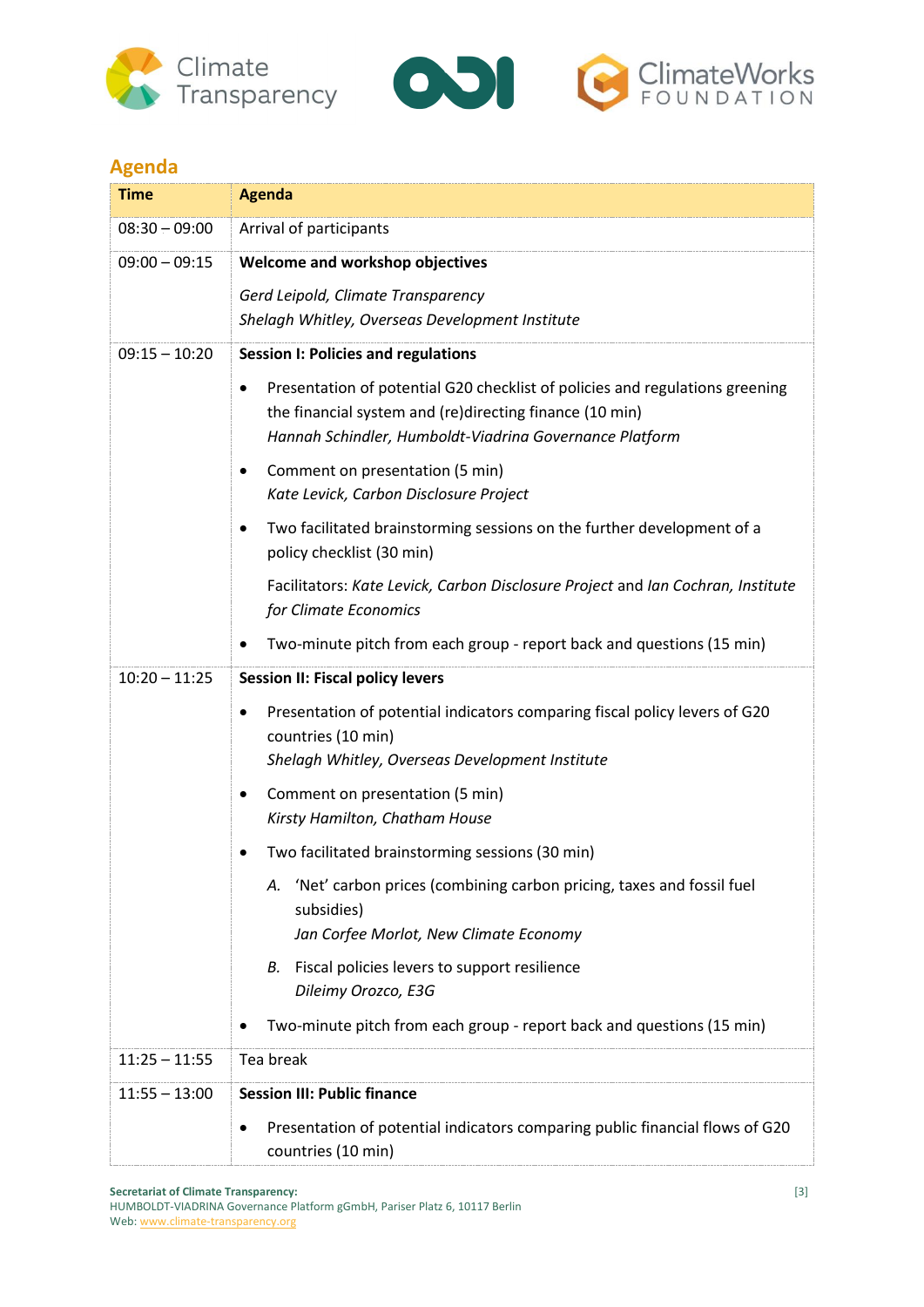## Agenda

| Time | Agenda |
|---|---|
| 08:30 – 09:00 | Arrival of participants |
| 09:00 – 09:15 | **Welcome and workshop objectives**<br><br>*Gerd Leipold, Climate Transparency*<br>*Shelagh Whitley, Overseas Development Institute* |
| 09:15 – 10:20 | **Session I: Policies and regulations**<br><br>• Presentation of potential G20 checklist of policies and regulations greening the financial system and (re)directing finance (10 min)<br>*Hannah Schindler, Humboldt-Viadrina Governance Platform*<br><br>• Comment on presentation (5 min)<br>*Kate Levick, Carbon Disclosure Project*<br><br>• Two facilitated brainstorming sessions on the further development of a policy checklist (30 min)<br><br>Facilitators: *Kate Levick, Carbon Disclosure Project* and *Ian Cochran, Institute for Climate Economics*<br><br>• Two-minute pitch from each group - report back and questions (15 min) |
| 10:20 – 11:25 | **Session II: Fiscal policy levers**<br><br>• Presentation of potential indicators comparing fiscal policy levers of G20 countries (10 min)<br>*Shelagh Whitley, Overseas Development Institute*<br><br>• Comment on presentation (5 min)<br>*Kirsty Hamilton, Chatham House*<br><br>• Two facilitated brainstorming sessions (30 min)<br><br>*A.* 'Net' carbon prices (combining carbon pricing, taxes and fossil fuel subsidies)<br>*Jan Corfee Morlot, New Climate Economy*<br><br>*B.* Fiscal policies levers to support resilience<br>*Dileimy Orozco, E3G*<br><br>• Two-minute pitch from each group - report back and questions (15 min) |
| 11:25 – 11:55 | Tea break |
| 11:55 – 13:00 | **Session III: Public finance**<br><br>• Presentation of potential indicators comparing public financial flows of G20 countries (10 min) |

**Secretariat of Climate Transparency:**
HUMBOLDT-VIADRINA Governance Platform gGmbH, Pariser Platz 6, 10117 Berlin
Web: www.climate-transparency.org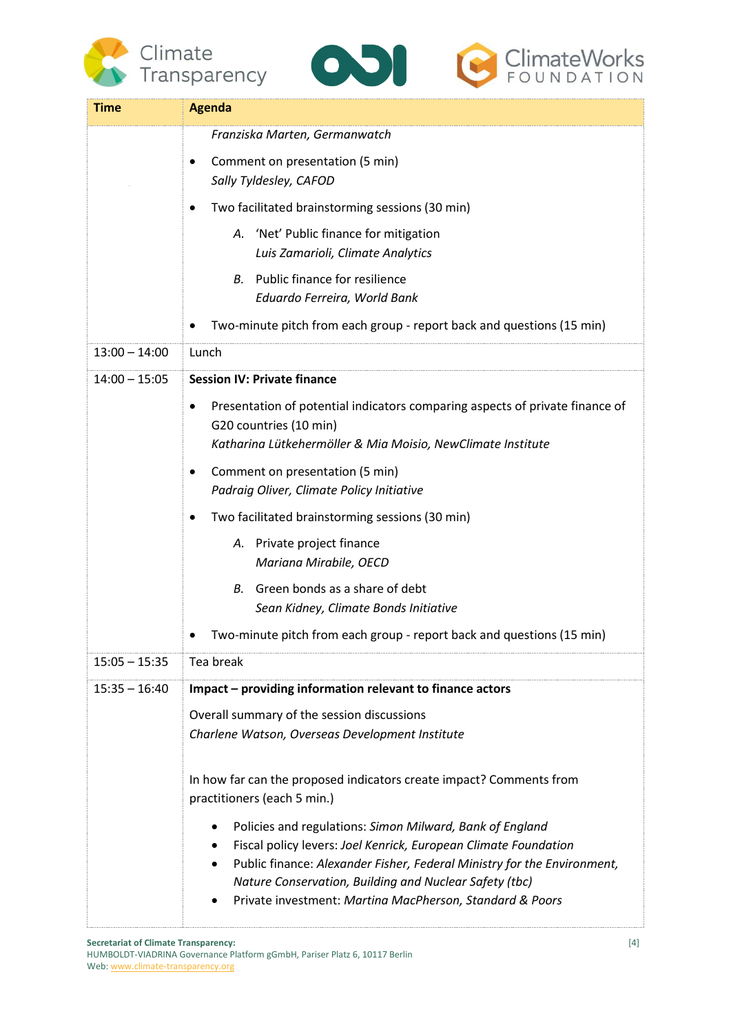| Time | Agenda |
|---|---|
| | *Franziska Marten, Germanwatch*<br>• Comment on presentation (5 min)<br>*Sally Tyldesley, CAFOD*<br>• Two facilitated brainstorming sessions (30 min)<br>*A.* 'Net' Public finance for mitigation<br>*Luis Zamarioli, Climate Analytics*<br>*B.* Public finance for resilience<br>*Eduardo Ferreira, World Bank*<br>• Two-minute pitch from each group - report back and questions (15 min) |
| 13:00 – 14:00 | Lunch |
| 14:00 – 15:05 | **Session IV: Private finance**<br>• Presentation of potential indicators comparing aspects of private finance of G20 countries (10 min)<br>*Katharina Lütkehermöller & Mia Moisio, NewClimate Institute*<br>• Comment on presentation (5 min)<br>*Padraig Oliver, Climate Policy Initiative*<br>• Two facilitated brainstorming sessions (30 min)<br>*A.* Private project finance<br>*Mariana Mirabile, OECD*<br>*B.* Green bonds as a share of debt<br>*Sean Kidney, Climate Bonds Initiative*<br>• Two-minute pitch from each group - report back and questions (15 min) |
| 15:05 – 15:35 | Tea break |
| 15:35 – 16:40 | **Impact – providing information relevant to finance actors**<br>Overall summary of the session discussions<br>*Charlene Watson, Overseas Development Institute*<br><br>In how far can the proposed indicators create impact? Comments from practitioners (each 5 min.)<br>• Policies and regulations: *Simon Milward, Bank of England*<br>• Fiscal policy levers: *Joel Kenrick, European Climate Foundation*<br>• Public finance: *Alexander Fisher, Federal Ministry for the Environment, Nature Conservation, Building and Nuclear Safety (tbc)*<br>• Private investment: *Martina MacPherson, Standard & Poors* |

**Secretariat of Climate Transparency:**
HUMBOLDT-VIADRINA Governance Platform gGmbH, Pariser Platz 6, 10117 Berlin
Web: www.climate-transparency.org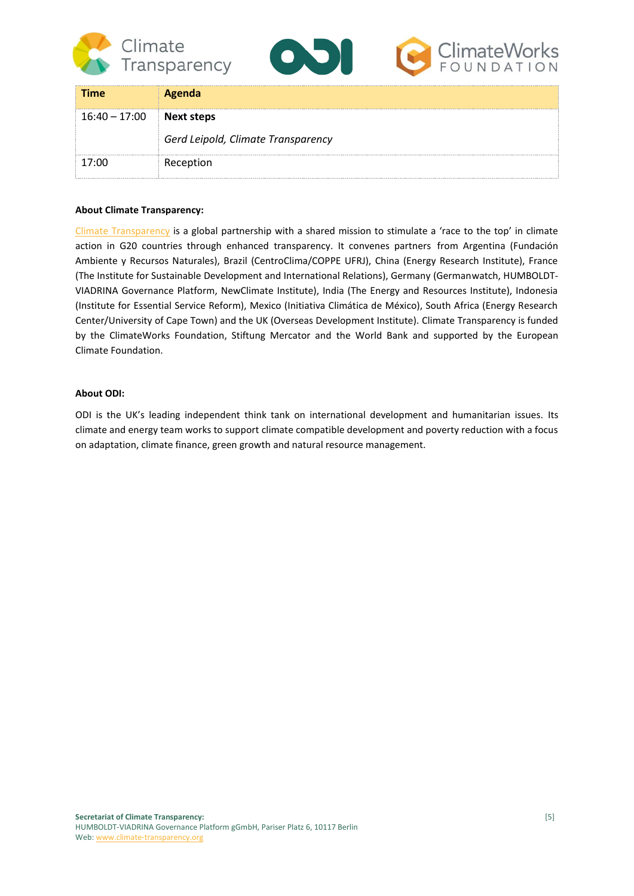| Time | Agenda |
| --- | --- |
| 16:40 – 17:00 | **Next steps**<br><br>*Gerd Leipold, Climate Transparency* |
| 17:00 | Reception |

**About Climate Transparency:**

Climate Transparency is a global partnership with a shared mission to stimulate a 'race to the top' in climate action in G20 countries through enhanced transparency. It convenes partners from Argentina (Fundación Ambiente y Recursos Naturales), Brazil (CentroClima/COPPE UFRJ), China (Energy Research Institute), France (The Institute for Sustainable Development and International Relations), Germany (Germanwatch, HUMBOLDT-VIADRINA Governance Platform, NewClimate Institute), India (The Energy and Resources Institute), Indonesia (Institute for Essential Service Reform), Mexico (Initiativa Climática de México), South Africa (Energy Research Center/University of Cape Town) and the UK (Overseas Development Institute). Climate Transparency is funded by the ClimateWorks Foundation, Stiftung Mercator and the World Bank and supported by the European Climate Foundation.

**About ODI:**

ODI is the UK's leading independent think tank on international development and humanitarian issues. Its climate and energy team works to support climate compatible development and poverty reduction with a focus on adaptation, climate finance, green growth and natural resource management.